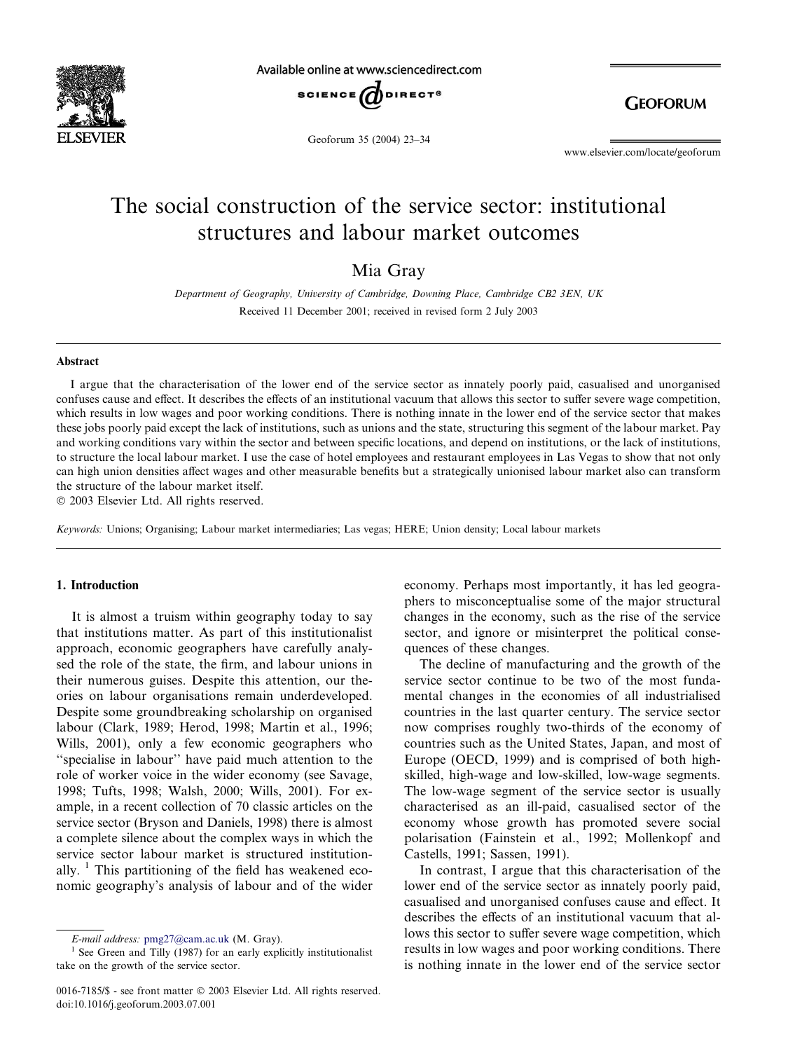# The social construction of the service sector: institutional structures and labour market outcomes

Mia Gray

*Department of Geography, University of Cambridge, Downing Place, Cambridge CB2 3EN, UK*

Received 11 December 2001; received in revised form 2 July 2003

## Abstract

I argue that the characterisation of the lower end of the service sector as innately poorly paid, casualised and unorganised confuses cause and effect. It describes the effects of an institutional vacuum that allows this sector to suffer severe wage competition, which results in low wages and poor working conditions. There is nothing innate in the lower end of the service sector that makes these jobs poorly paid except the lack of institutions, such as unions and the state, structuring this segment of the labour market. Pay and working conditions vary within the sector and between specific locations, and depend on institutions, or the lack of institutions, to structure the local labour market. I use the case of hotel employees and restaurant employees in Las Vegas to show that not only can high union densities affect wages and other measurable benefits but a strategically unionised labour market also can transform the structure of the labour market itself.

© 2003 Elsevier Ltd. All rights reserved.

*Keywords:* Unions; Organising; Labour market intermediaries; Las vegas; HERE; Union density; Local labour markets

## 1. Introduction

It is almost a truism within geography today to say that institutions matter. As part of this institutionalist approach, economic geographers have carefully analysed the role of the state, the firm, and labour unions in their numerous guises. Despite this attention, our theories on labour organisations remain underdeveloped. Despite some groundbreaking scholarship on organised labour (Clark, 1989; Herod, 1998; Martin et al., 1996; Wills, 2001), only a few economic geographers who "specialise in labour" have paid much attention to the role of worker voice in the wider economy (see Savage, 1998; Tufts, 1998; Walsh, 2000; Wills, 2001). For example, in a recent collection of 70 classic articles on the service sector (Bryson and Daniels, 1998) there is almost a complete silence about the complex ways in which the service sector labour market is structured institutionally. [1] This partitioning of the field has weakened economic geography's analysis of labour and of the wider economy. Perhaps most importantly, it has led geographers to misconceptualise some of the major structural changes in the economy, such as the rise of the service sector, and ignore or misinterpret the political consequences of these changes.

The decline of manufacturing and the growth of the service sector continue to be two of the most fundamental changes in the economies of all industrialised countries in the last quarter century. The service sector now comprises roughly two-thirds of the economy of countries such as the United States, Japan, and most of Europe (OECD, 1999) and is comprised of both high-skilled, high-wage and low-skilled, low-wage segments. The low-wage segment of the service sector is usually characterised as an ill-paid, casualised sector of the economy whose growth has promoted severe social polarisation (Fainstein et al., 1992; Mollenkopf and Castells, 1991; Sassen, 1991).

In contrast, I argue that this characterisation of the lower end of the service sector as innately poorly paid, casualised and unorganised confuses cause and effect. It describes the effects of an institutional vacuum that allows this sector to suffer severe wage competition, which results in low wages and poor working conditions. There is nothing innate in the lower end of the service sector

*E-mail address:* pmg27@cam.ac.uk (M. Gray).

[1] See Green and Tilly (1987) for an early explicitly institutionalist take on the growth of the service sector.

0016-7185/$ - see front matter © 2003 Elsevier Ltd. All rights reserved.
doi:10.1016/j.geoforum.2003.07.001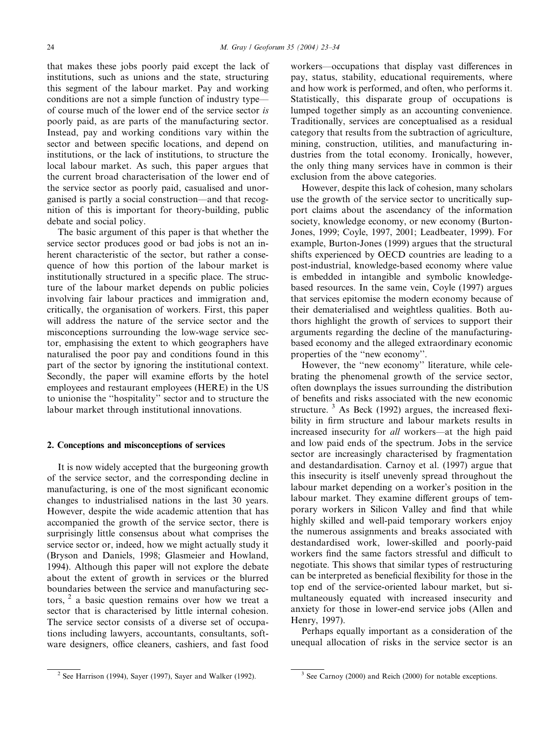that makes these jobs poorly paid except the lack of institutions, such as unions and the state, structuring this segment of the labour market. Pay and working conditions are not a simple function of industry type—of course much of the lower end of the service sector *is* poorly paid, as are parts of the manufacturing sector. Instead, pay and working conditions vary within the sector and between specific locations, and depend on institutions, or the lack of institutions, to structure the local labour market. As such, this paper argues that the current broad characterisation of the lower end of the service sector as poorly paid, casualised and unorganised is partly a social construction—and that recognition of this is important for theory-building, public debate and social policy.

The basic argument of this paper is that whether the service sector produces good or bad jobs is not an inherent characteristic of the sector, but rather a consequence of how this portion of the labour market is institutionally structured in a specific place. The structure of the labour market depends on public policies involving fair labour practices and immigration and, critically, the organisation of workers. First, this paper will address the nature of the service sector and the misconceptions surrounding the low-wage service sector, emphasising the extent to which geographers have naturalised the poor pay and conditions found in this part of the sector by ignoring the institutional context. Secondly, the paper will examine efforts by the hotel employees and restaurant employees (HERE) in the US to unionise the "hospitality" sector and to structure the labour market through institutional innovations.

## 2. Conceptions and misconceptions of services

It is now widely accepted that the burgeoning growth of the service sector, and the corresponding decline in manufacturing, is one of the most significant economic changes to industrialised nations in the last 30 years. However, despite the wide academic attention that has accompanied the growth of the service sector, there is surprisingly little consensus about what comprises the service sector or, indeed, how we might actually study it (Bryson and Daniels, 1998; Glasmeier and Howland, 1994). Although this paper will not explore the debate about the extent of growth in services or the blurred boundaries between the service and manufacturing sectors, [2] a basic question remains over how we treat a sector that is characterised by little internal cohesion. The service sector consists of a diverse set of occupations including lawyers, accountants, consultants, software designers, office cleaners, cashiers, and fast food workers—occupations that display vast differences in pay, status, stability, educational requirements, where and how work is performed, and often, who performs it. Statistically, this disparate group of occupations is lumped together simply as an accounting convenience. Traditionally, services are conceptualised as a residual category that results from the subtraction of agriculture, mining, construction, utilities, and manufacturing industries from the total economy. Ironically, however, the only thing many services have in common is their exclusion from the above categories.

However, despite this lack of cohesion, many scholars use the growth of the service sector to uncritically support claims about the ascendancy of the information society, knowledge economy, or new economy (Burton-Jones, 1999; Coyle, 1997, 2001; Leadbeater, 1999). For example, Burton-Jones (1999) argues that the structural shifts experienced by OECD countries are leading to a post-industrial, knowledge-based economy where value is embedded in intangible and symbolic knowledge-based resources. In the same vein, Coyle (1997) argues that services epitomise the modern economy because of their dematerialised and weightless qualities. Both authors highlight the growth of services to support their arguments regarding the decline of the manufacturing-based economy and the alleged extraordinary economic properties of the "new economy".

However, the "new economy" literature, while celebrating the phenomenal growth of the service sector, often downplays the issues surrounding the distribution of benefits and risks associated with the new economic structure. [3] As Beck (1992) argues, the increased flexibility in firm structure and labour markets results in increased insecurity for *all* workers—at the high paid and low paid ends of the spectrum. Jobs in the service sector are increasingly characterised by fragmentation and destandardisation. Carnoy et al. (1997) argue that this insecurity is itself unevenly spread throughout the labour market depending on a worker's position in the labour market. They examine different groups of temporary workers in Silicon Valley and find that while highly skilled and well-paid temporary workers enjoy the numerous assignments and breaks associated with destandardised work, lower-skilled and poorly-paid workers find the same factors stressful and difficult to negotiate. This shows that similar types of restructuring can be interpreted as beneficial flexibility for those in the top end of the service-oriented labour market, but simultaneously equated with increased insecurity and anxiety for those in lower-end service jobs (Allen and Henry, 1997).

Perhaps equally important as a consideration of the unequal allocation of risks in the service sector is an

[2] See Harrison (1994), Sayer (1997), Sayer and Walker (1992).

[3] See Carnoy (2000) and Reich (2000) for notable exceptions.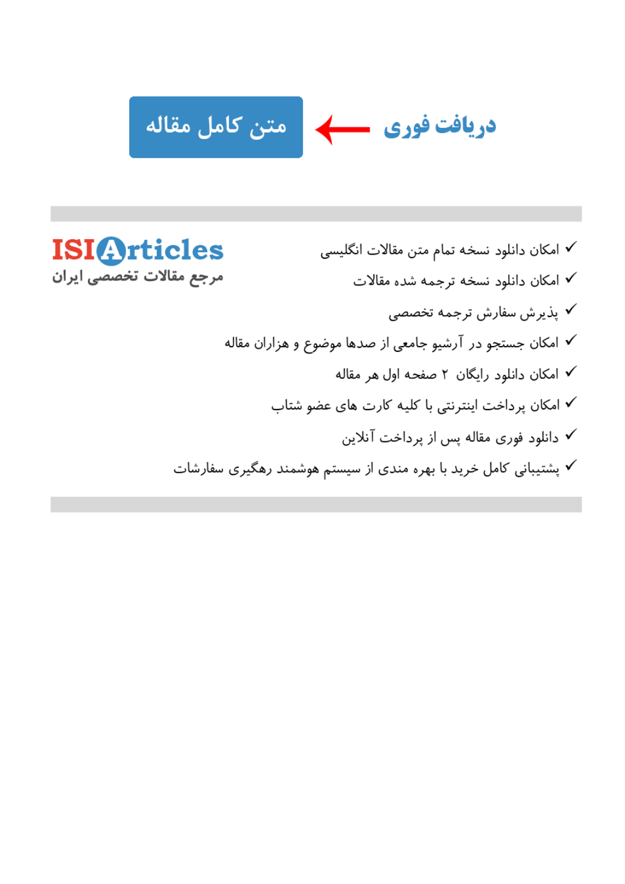دریافت فوری ← متن کامل مقاله

ISIArticles
مرجع مقالات تخصصی ایران

- ✓ امکان دانلود نسخه تمام متن مقالات انگلیسی
- ✓ امکان دانلود نسخه ترجمه شده مقالات
- ✓ پذیرش سفارش ترجمه تخصصی
- ✓ امکان جستجو در آرشیو جامعی از صدها موضوع و هزاران مقاله
- ✓ امکان دانلود رایگان ۲ صفحه اول هر مقاله
- ✓ امکان پرداخت اینترنتی با کلیه کارت های عضو شتاب
- ✓ دانلود فوری مقاله پس از پرداخت آنلاین
- ✓ پشتیبانی کامل خرید با بهره مندی از سیستم هوشمند رهگیری سفارشات